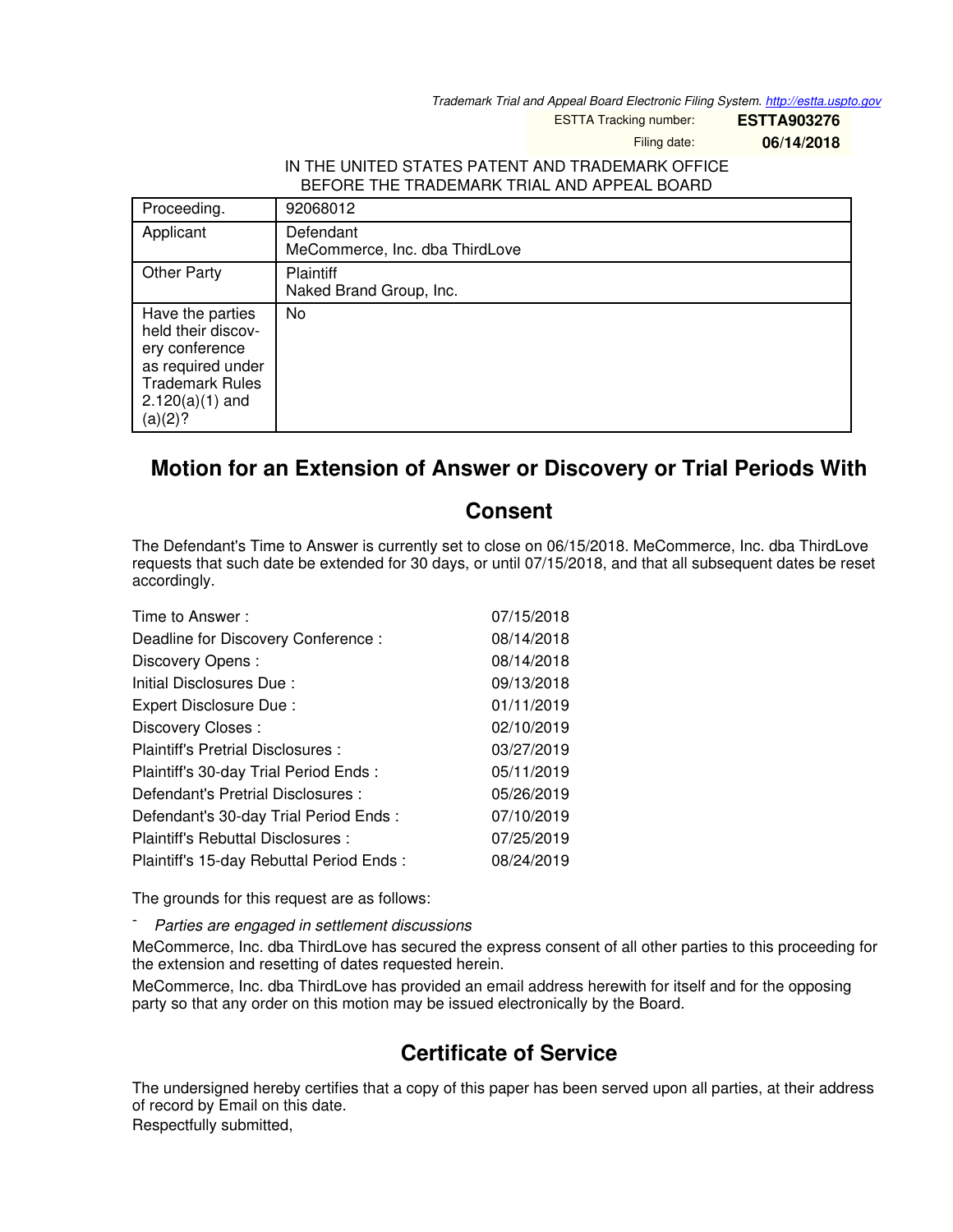Trademark Trial and Appeal Board Electronic Filing System. http://estta.uspto.gov

ESTTA Tracking number: **ESTTA903276**

Filing date: **06/14/2018**

IN THE UNITED STATES PATENT AND TRADEMARK OFFICE
BEFORE THE TRADEMARK TRIAL AND APPEAL BOARD

| Proceeding. | 92068012 |
|---|---|
| Applicant | Defendant<br>MeCommerce, Inc. dba ThirdLove |
| Other Party | Plaintiff<br>Naked Brand Group, Inc. |
| Have the parties held their discovery conference as required under Trademark Rules 2.120(a)(1) and (a)(2)? | No |

# Motion for an Extension of Answer or Discovery or Trial Periods With Consent

The Defendant's Time to Answer is currently set to close on 06/15/2018. MeCommerce, Inc. dba ThirdLove requests that such date be extended for 30 days, or until 07/15/2018, and that all subsequent dates be reset accordingly.

| | |
|---|---|
| Time to Answer : | 07/15/2018 |
| Deadline for Discovery Conference : | 08/14/2018 |
| Discovery Opens : | 08/14/2018 |
| Initial Disclosures Due : | 09/13/2018 |
| Expert Disclosure Due : | 01/11/2019 |
| Discovery Closes : | 02/10/2019 |
| Plaintiff's Pretrial Disclosures : | 03/27/2019 |
| Plaintiff's 30-day Trial Period Ends : | 05/11/2019 |
| Defendant's Pretrial Disclosures : | 05/26/2019 |
| Defendant's 30-day Trial Period Ends : | 07/10/2019 |
| Plaintiff's Rebuttal Disclosures : | 07/25/2019 |
| Plaintiff's 15-day Rebuttal Period Ends : | 08/24/2019 |

The grounds for this request are as follows:

- *Parties are engaged in settlement discussions*

MeCommerce, Inc. dba ThirdLove has secured the express consent of all other parties to this proceeding for the extension and resetting of dates requested herein.

MeCommerce, Inc. dba ThirdLove has provided an email address herewith for itself and for the opposing party so that any order on this motion may be issued electronically by the Board.

## Certificate of Service

The undersigned hereby certifies that a copy of this paper has been served upon all parties, at their address of record by Email on this date.

Respectfully submitted,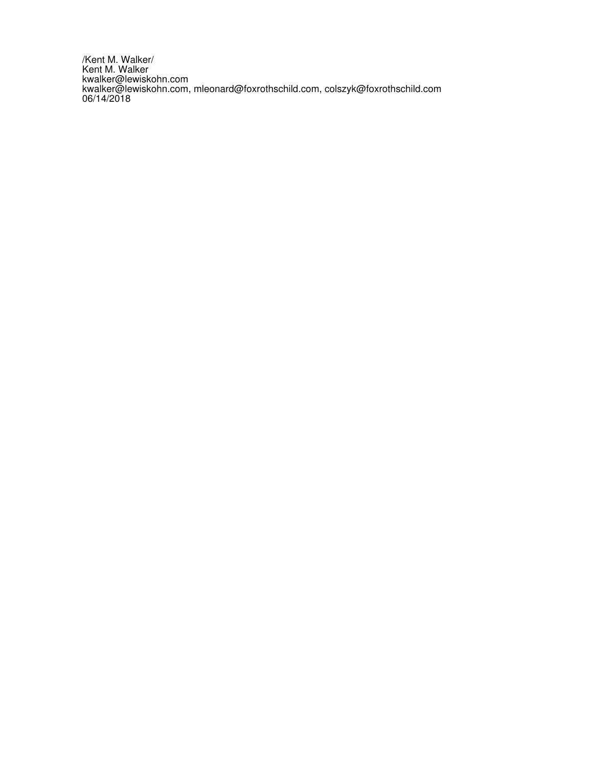/Kent M. Walker/
Kent M. Walker
kwalker@lewiskohn.com
kwalker@lewiskohn.com, mleonard@foxrothschild.com, colszyk@foxrothschild.com
06/14/2018